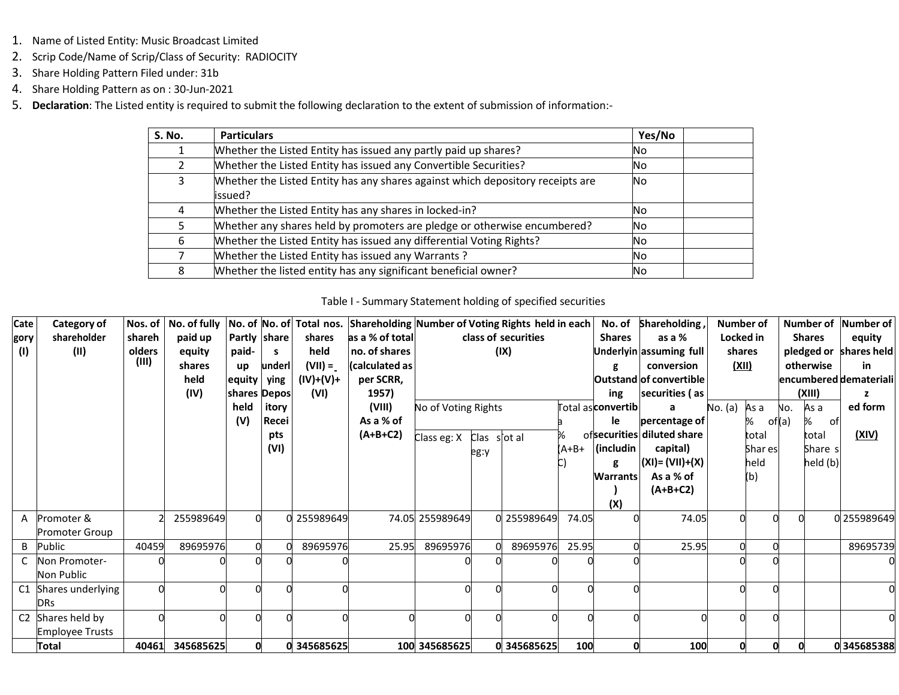1. Name of Listed Entity: Music Broadcast Limited
2. Scrip Code/Name of Scrip/Class of Security: RADIOCITY
3. Share Holding Pattern Filed under: 31b
4. Share Holding Pattern as on : 30-Jun-2021
5. **Declaration**: The Listed entity is required to submit the following declaration to the extent of submission of information:-

| S. No. | Particulars | Yes/No | |
|---|---|---|---|
| 1 | Whether the Listed Entity has issued any partly paid up shares? | No | |
| 2 | Whether the Listed Entity has issued any Convertible Securities? | No | |
| 3 | Whether the Listed Entity has any shares against which depository receipts are issued? | No | |
| 4 | Whether the Listed Entity has any shares in locked-in? | No | |
| 5 | Whether any shares held by promoters are pledge or otherwise encumbered? | No | |
| 6 | Whether the Listed Entity has issued any differential Voting Rights? | No | |
| 7 | Whether the Listed Entity has issued any Warrants ? | No | |
| 8 | Whether the listed entity has any significant beneficial owner? | No | |

Table I - Summary Statement holding of specified securities

| Category (I) | Category of shareholder (II) | Nos. of shareholders (III) | No. of fully paid up equity shares held (IV) | No. of Partly paid-up equity shares held (V) | No. of shares underlying Depository Receipts (VI) | Total nos. shares held (VII) = (IV)+(V)+ (VI) | Shareholding as a % of total no. of shares (calculated as per SCRR, 1957) (VIII) As a % of (A+B+C2) | Number of Voting Rights held in each class of securities (IX) | | | | No. of Shares Underlying Outstanding convertible securities (including Warrants) (X) | Shareholding , as a % assuming full conversion of convertible securities ( as a percentage of diluted share capital) (XI)= (VII)+(X) As a % of (A+B+C2) | Number of Locked in shares (XII) | | Number of Shares pledged or otherwise encumbered (XIII) | | Number of equity shares held in dematerialized form (XIV) |
|---|---|---|---|---|---|---|---|---|---|---|---|---|---|---|---|---|---|---|
| | | | | | | | | No of Voting Rights | | | Total as a % of (A+B+C) | | | No. (a) | As a % of total Shares held (b) | No. (a) | As a % of total Shares held (b) | |
| | | | | | | | | Class eg: X | Class eg:y | Total | | | | | | | | |
| A | Promoter & Promoter Group | 2 | 255989649 | 0 | 0 | 255989649 | 74.05 | 255989649 | 0 | 255989649 | 74.05 | 0 | 74.05 | 0 | 0 | 0 | 0 | 255989649 |
| B | Public | 40459 | 89695976 | 0 | 0 | 89695976 | 25.95 | 89695976 | 0 | 89695976 | 25.95 | 0 | 25.95 | 0 | 0 | | | 89695739 |
| C | Non Promoter-Non Public | 0 | 0 | 0 | 0 | 0 | | 0 | 0 | 0 | 0 | 0 | | 0 | 0 | | | 0 |
| C1 | Shares underlying DRs | 0 | 0 | 0 | 0 | 0 | | 0 | 0 | 0 | 0 | 0 | | 0 | 0 | | | 0 |
| C2 | Shares held by Employee Trusts | 0 | 0 | 0 | 0 | 0 | 0 | 0 | 0 | 0 | 0 | 0 | 0 | 0 | 0 | | | 0 |
| | **Total** | **40461** | **345685625** | **0** | **0** | **345685625** | **100** | **345685625** | **0** | **345685625** | **100** | **0** | **100** | **0** | **0** | **0** | **0** | **345685388** |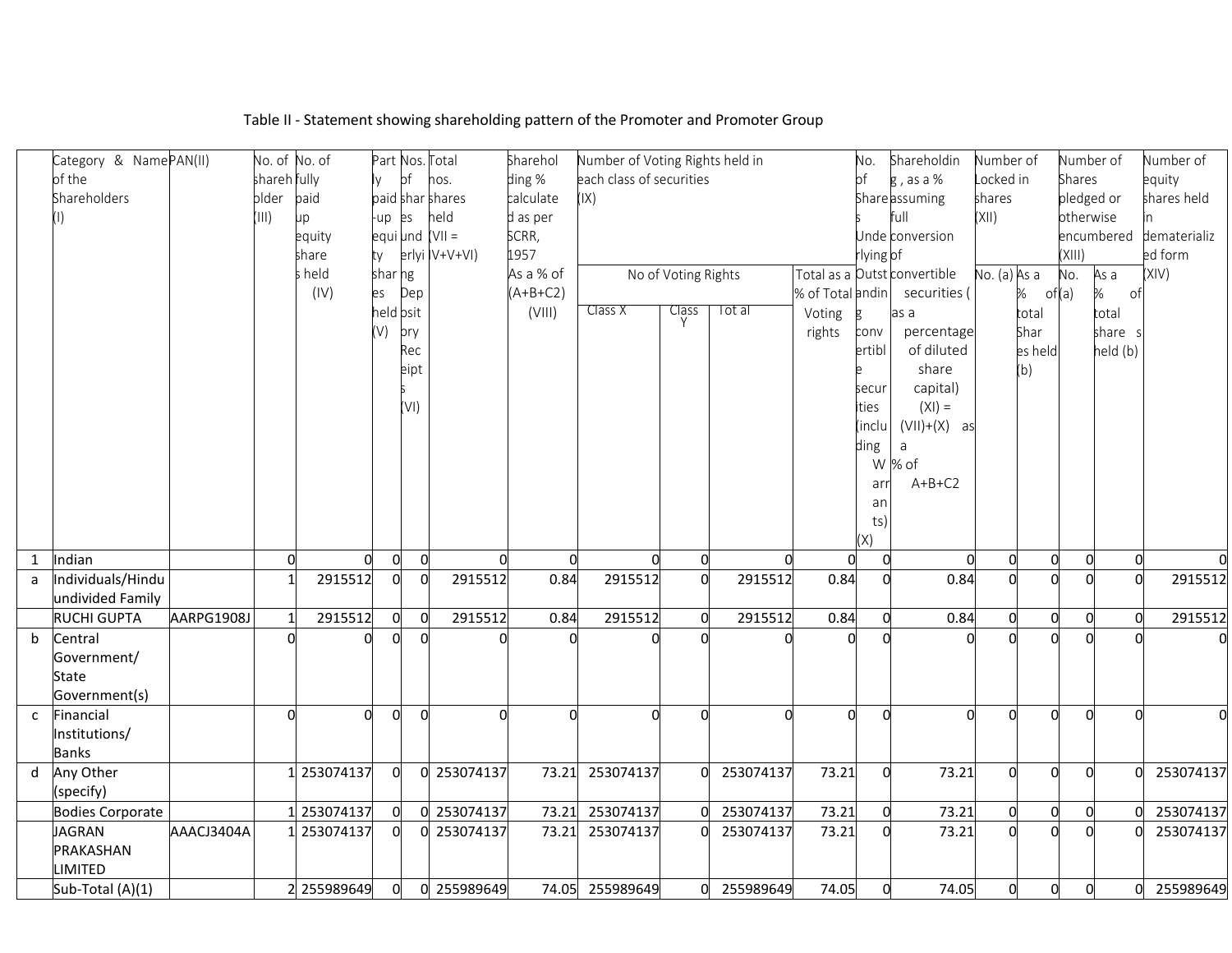Table II - Statement showing shareholding pattern of the Promoter and Promoter Group

| | Category & Name of the Shareholders (I) | PAN(II) | No. of shareholder (III) | No. of fully paid up equity shares held (IV) | Partly paid-up equity shares held (V) | Nos. of shares underlying Depository Receipts (VI) | Total nos. shares held (VII = IV+V+VI) | Shareholding % calculated as per SCRR, 1957 As a % of (A+B+C2) (VIII) | Number of Voting Rights held in each class of securities (IX) | | | | No. of Shares Underlying Outstanding convertible securities (including Warrants) (X) | Shareholding, as a % assuming full conversion of convertible securities (as a percentage of diluted share capital) (XI) = (VII)+(X) as a % of A+B+C2 | Number of Locked in shares (XII) | | Number of Shares pledged or otherwise encumbered (XIII) | | Number of equity shares held in dematerialized form (XIV) |
|---|---|---|---|---|---|---|---|---|---|---|---|---|---|---|---|---|---|---|---|
| | | | | | | | | | No of Voting Rights | | | Total as a % of Total Voting rights | | | No. (a) | As a % of total Shares held (b) | No. (a) | As a % of total shares held (b) | |
| | | | | | | | | | Class X | Class Y | Total | | | | | | | | |
| 1 | Indian | | 0 | 0 | 0 | 0 | 0 | 0 | 0 | 0 | 0 | 0 | 0 | 0 | 0 | 0 | 0 | 0 | 0 |
| a | Individuals/Hindu undivided Family | | 1 | 2915512 | 0 | 0 | 2915512 | 0.84 | 2915512 | 0 | 2915512 | 0.84 | 0 | 0.84 | 0 | 0 | 0 | 0 | 2915512 |
| | RUCHI GUPTA | AARPG1908J | 1 | 2915512 | 0 | 0 | 2915512 | 0.84 | 2915512 | 0 | 2915512 | 0.84 | 0 | 0.84 | 0 | 0 | 0 | 0 | 2915512 |
| b | Central Government/ State Government(s) | | 0 | 0 | 0 | 0 | 0 | 0 | 0 | 0 | 0 | 0 | 0 | 0 | 0 | 0 | 0 | 0 | 0 |
| c | Financial Institutions/ Banks | | 0 | 0 | 0 | 0 | 0 | 0 | 0 | 0 | 0 | 0 | 0 | 0 | 0 | 0 | 0 | 0 | 0 |
| d | Any Other (specify) | | 1 | 253074137 | 0 | 0 | 253074137 | 73.21 | 253074137 | 0 | 253074137 | 73.21 | 0 | 73.21 | 0 | 0 | 0 | 0 | 253074137 |
| | Bodies Corporate | | 1 | 253074137 | 0 | 0 | 253074137 | 73.21 | 253074137 | 0 | 253074137 | 73.21 | 0 | 73.21 | 0 | 0 | 0 | 0 | 253074137 |
| | JAGRAN PRAKASHAN LIMITED | AAACJ3404A | 1 | 253074137 | 0 | 0 | 253074137 | 73.21 | 253074137 | 0 | 253074137 | 73.21 | 0 | 73.21 | 0 | 0 | 0 | 0 | 253074137 |
| | Sub-Total (A)(1) | | 2 | 255989649 | 0 | 0 | 255989649 | 74.05 | 255989649 | 0 | 255989649 | 74.05 | 0 | 74.05 | 0 | 0 | 0 | 0 | 255989649 |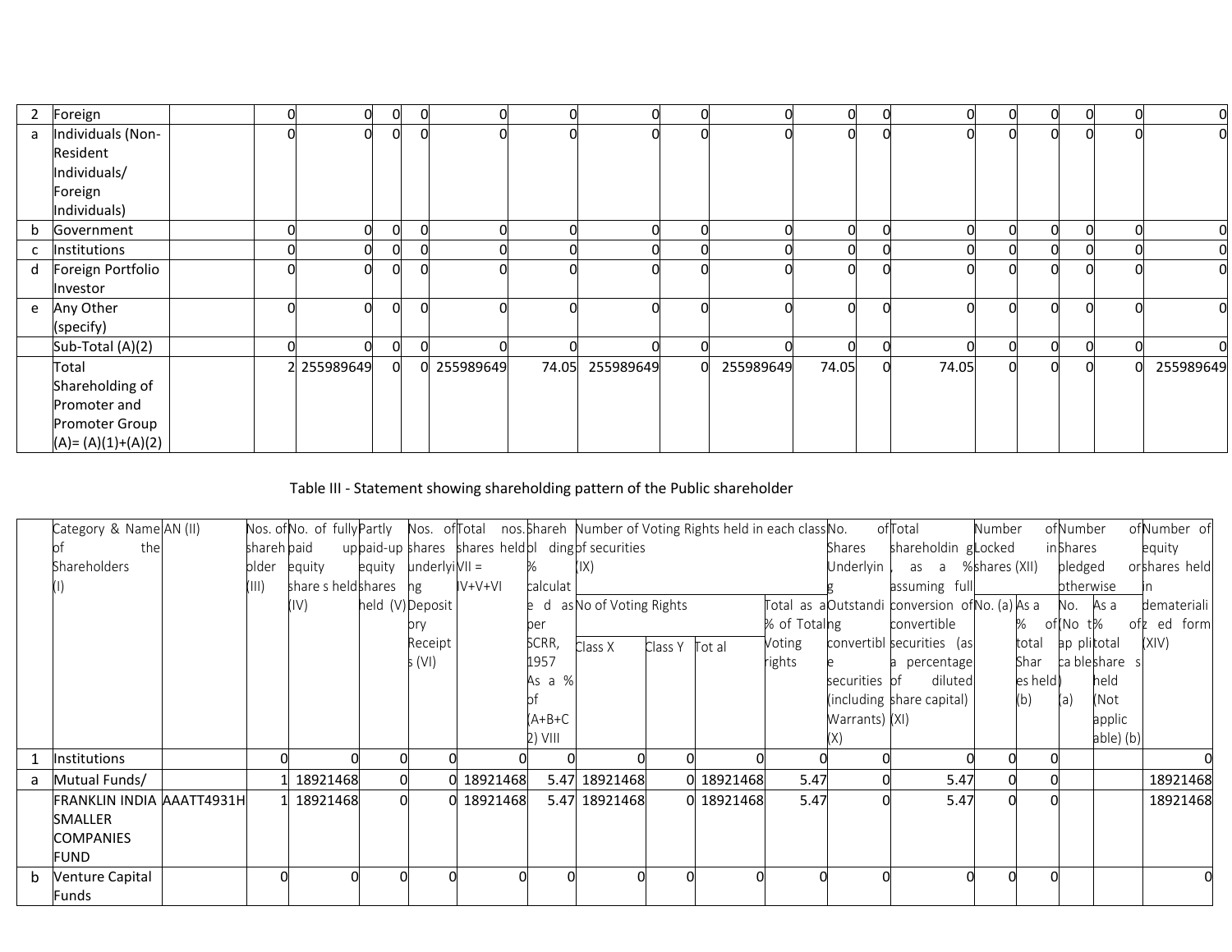| | | | | | | | | | | | | | | | | | | | |
|---|---|---|---|---|---|---|---|---|---|---|---|---|---|---|---|---|---|---|---|
| 2 | Foreign | | 0 | 0 | 0 | 0 | 0 | 0 | 0 | 0 | 0 | 0 | 0 | 0 | 0 | 0 | 0 | 0 | 0 |
| a | Individuals (Non-Resident Individuals/ Foreign Individuals) | | 0 | 0 | 0 | 0 | 0 | 0 | 0 | 0 | 0 | 0 | 0 | 0 | 0 | 0 | 0 | 0 | 0 |
| b | Government | | 0 | 0 | 0 | 0 | 0 | 0 | 0 | 0 | 0 | 0 | 0 | 0 | 0 | 0 | 0 | 0 | 0 |
| c | Institutions | | 0 | 0 | 0 | 0 | 0 | 0 | 0 | 0 | 0 | 0 | 0 | 0 | 0 | 0 | 0 | 0 | 0 |
| d | Foreign Portfolio Investor | | 0 | 0 | 0 | 0 | 0 | 0 | 0 | 0 | 0 | 0 | 0 | 0 | 0 | 0 | 0 | 0 | 0 |
| e | Any Other (specify) | | 0 | 0 | 0 | 0 | 0 | 0 | 0 | 0 | 0 | 0 | 0 | 0 | 0 | 0 | 0 | 0 | 0 |
| | Sub-Total (A)(2) | | 0 | 0 | 0 | 0 | 0 | 0 | 0 | 0 | 0 | 0 | 0 | 0 | 0 | 0 | 0 | 0 | 0 |
| | Total Shareholding of Promoter and Promoter Group (A)= (A)(1)+(A)(2) | | 2 | 255989649 | 0 | 0 | 255989649 | 74.05 | 255989649 | 0 | 255989649 | 74.05 | 0 | 74.05 | 0 | 0 | 0 | 0 | 255989649 |

Table III - Statement showing shareholding pattern of the Public shareholder

| | Category & Name of the Shareholders (I) | PAN (II) | Nos. of shareholder (III) | No. of fully paid up equity share s held (IV) | Partly paid-up equity shares held (V) | Nos. of shares underlying Depository Receipts (VI) | Total nos. shares held VII = IV+V+VI | Shareholding % calculated as per SCRR, 1957 As a % of (A+B+C2) VIII | Number of Voting Rights held in each class of securities (IX) | | | | No. of Shares Underlying Outstanding convertible securities (including Warrants) (X) | Total shareholding, as a % assuming full conversion of convertible securities (as a percentage of diluted share capital) (XI) | Number of Locked in shares (XII) | | Number of Shares pledged or otherwise | | Number of equity shares held in dematerialized form (XIV) |
|---|---|---|---|---|---|---|---|---|---|---|---|---|---|---|---|---|---|---|---|
| | | | | | | | | | No of Voting Rights | | | Total as a % of Total Voting rights | | | No. (a) | As a % of total Shares held (b) | No. (Not applicable) (a) | As a % of total shares held (Not applicable) (b) | |
| | | | | | | | | | Class X | Class Y | Total | | | | | | | | |
| 1 | Institutions | | 0 | 0 | 0 | 0 | 0 | 0 | 0 | 0 | 0 | 0 | 0 | 0 | 0 | 0 | | | 0 |
| a | Mutual Funds/ | | 1 | 18921468 | 0 | 0 | 18921468 | 5.47 | 18921468 | 0 | 18921468 | 5.47 | 0 | 5.47 | 0 | 0 | | | 18921468 |
| | FRANKLIN INDIA SMALLER COMPANIES FUND | AAATT4931H | 1 | 18921468 | 0 | 0 | 18921468 | 5.47 | 18921468 | 0 | 18921468 | 5.47 | 0 | 5.47 | 0 | 0 | | | 18921468 |
| b | Venture Capital Funds | | 0 | 0 | 0 | 0 | 0 | 0 | 0 | 0 | 0 | 0 | 0 | 0 | 0 | 0 | | | 0 |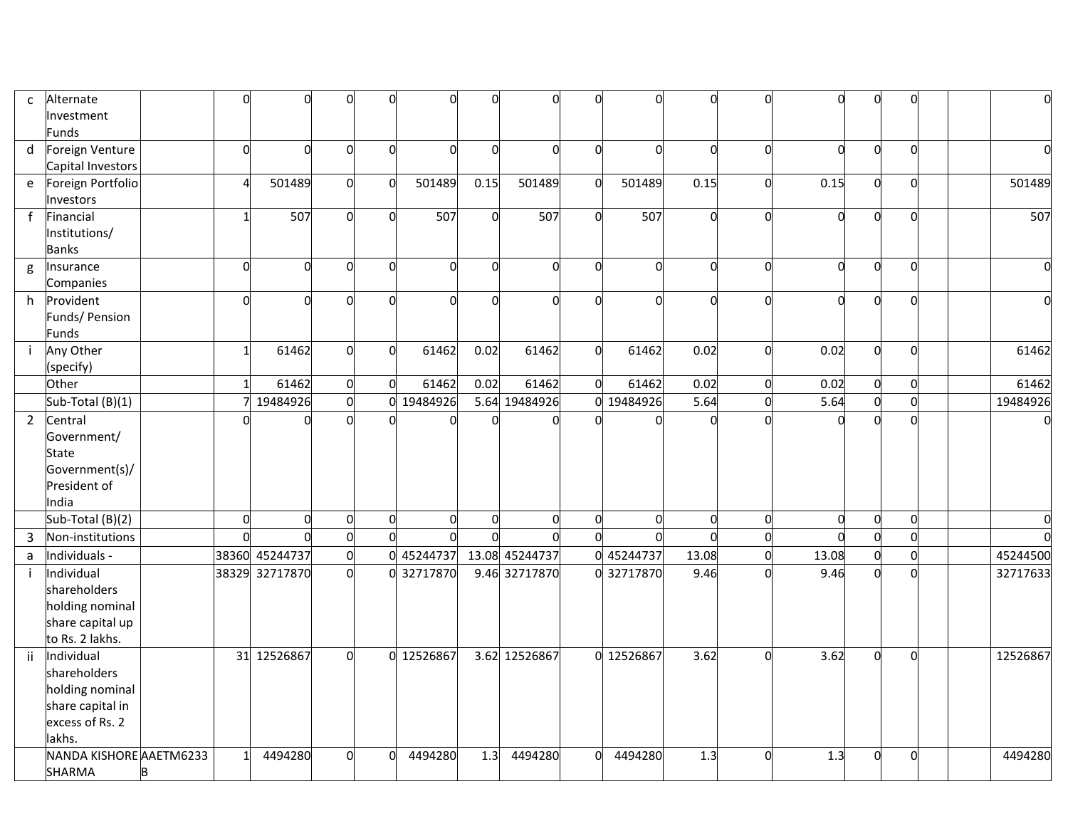| | | | | | | | | | | | | | | | | | | |
|---|---|---|---|---|---|---|---|---|---|---|---|---|---|---|---|---|---|---|---|
| c | Alternate Investment Funds | | 0 | 0 | 0 | 0 | 0 | 0 | 0 | 0 | 0 | 0 | 0 | 0 | 0 | 0 | | | 0 |
| d | Foreign Venture Capital Investors | | 0 | 0 | 0 | 0 | 0 | 0 | 0 | 0 | 0 | 0 | 0 | 0 | 0 | 0 | | | 0 |
| e | Foreign Portfolio Investors | | 4 | 501489 | 0 | 0 | 501489 | 0.15 | 501489 | 0 | 501489 | 0.15 | 0 | 0.15 | 0 | 0 | | | 501489 |
| f | Financial Institutions/ Banks | | 1 | 507 | 0 | 0 | 507 | 0 | 507 | 0 | 507 | 0 | 0 | 0 | 0 | 0 | | | 507 |
| g | Insurance Companies | | 0 | 0 | 0 | 0 | 0 | 0 | 0 | 0 | 0 | 0 | 0 | 0 | 0 | 0 | | | 0 |
| h | Provident Funds/ Pension Funds | | 0 | 0 | 0 | 0 | 0 | 0 | 0 | 0 | 0 | 0 | 0 | 0 | 0 | 0 | | | 0 |
| i | Any Other (specify) | | 1 | 61462 | 0 | 0 | 61462 | 0.02 | 61462 | 0 | 61462 | 0.02 | 0 | 0.02 | 0 | 0 | | | 61462 |
| | Other | | 1 | 61462 | 0 | 0 | 61462 | 0.02 | 61462 | 0 | 61462 | 0.02 | 0 | 0.02 | 0 | 0 | | | 61462 |
| | Sub-Total (B)(1) | | 7 | 19484926 | 0 | 0 | 19484926 | 5.64 | 19484926 | 0 | 19484926 | 5.64 | 0 | 5.64 | 0 | 0 | | | 19484926 |
| 2 | Central Government/ State Government(s)/ President of India | | 0 | 0 | 0 | 0 | 0 | 0 | 0 | 0 | 0 | 0 | 0 | 0 | 0 | 0 | | | 0 |
| | Sub-Total (B)(2) | | 0 | 0 | 0 | 0 | 0 | 0 | 0 | 0 | 0 | 0 | 0 | 0 | 0 | 0 | | | 0 |
| 3 | Non-institutions | | 0 | 0 | 0 | 0 | 0 | 0 | 0 | 0 | 0 | 0 | 0 | 0 | 0 | 0 | | | 0 |
| a | Individuals - | | 38360 | 45244737 | 0 | 0 | 45244737 | 13.08 | 45244737 | 0 | 45244737 | 13.08 | 0 | 13.08 | 0 | 0 | | | 45244500 |
| i | Individual shareholders holding nominal share capital up to Rs. 2 lakhs. | | 38329 | 32717870 | 0 | 0 | 32717870 | 9.46 | 32717870 | 0 | 32717870 | 9.46 | 0 | 9.46 | 0 | 0 | | | 32717633 |
| ii | Individual shareholders holding nominal share capital in excess of Rs. 2 lakhs. | | 31 | 12526867 | 0 | 0 | 12526867 | 3.62 | 12526867 | 0 | 12526867 | 3.62 | 0 | 3.62 | 0 | 0 | | | 12526867 |
| | NANDA KISHORE SHARMA | AAETM6233B | 1 | 4494280 | 0 | 0 | 4494280 | 1.3 | 4494280 | 0 | 4494280 | 1.3 | 0 | 1.3 | 0 | 0 | | | 4494280 |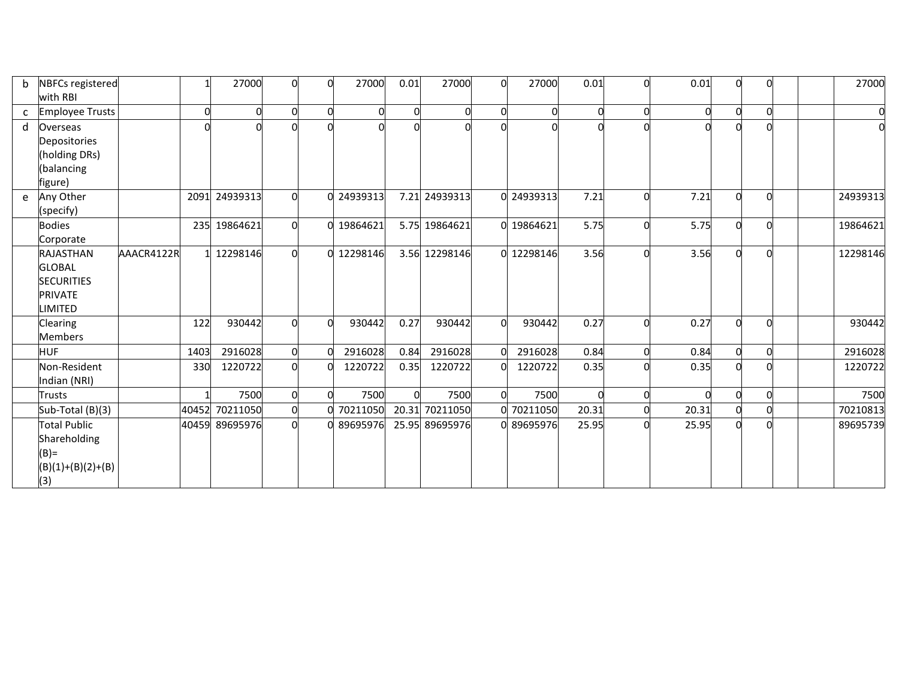| b | NBFCs registered with RBI | | 1 | 27000 | 0 | 0 | 27000 | 0.01 | 27000 | 0 | 27000 | 0.01 | 0 | 0.01 | 0 | 0 | | | 27000 |
|---|---|---|---|---|---|---|---|---|---|---|---|---|---|---|---|---|---|---|---|
| c | Employee Trusts | | 0 | 0 | 0 | 0 | 0 | 0 | 0 | 0 | 0 | 0 | 0 | 0 | 0 | 0 | | | 0 |
| d | Overseas Depositories (holding DRs) (balancing figure) | | 0 | 0 | 0 | 0 | 0 | 0 | 0 | 0 | 0 | 0 | 0 | 0 | 0 | 0 | | | 0 |
| e | Any Other (specify) | | 2091 | 24939313 | 0 | 0 | 24939313 | 7.21 | 24939313 | 0 | 24939313 | 7.21 | 0 | 7.21 | 0 | 0 | | | 24939313 |
| | Bodies Corporate | | 235 | 19864621 | 0 | 0 | 19864621 | 5.75 | 19864621 | 0 | 19864621 | 5.75 | 0 | 5.75 | 0 | 0 | | | 19864621 |
| | RAJASTHAN GLOBAL SECURITIES PRIVATE LIMITED | AAACR4122R | 1 | 12298146 | 0 | 0 | 12298146 | 3.56 | 12298146 | 0 | 12298146 | 3.56 | 0 | 3.56 | 0 | 0 | | | 12298146 |
| | Clearing Members | | 122 | 930442 | 0 | 0 | 930442 | 0.27 | 930442 | 0 | 930442 | 0.27 | 0 | 0.27 | 0 | 0 | | | 930442 |
| | HUF | | 1403 | 2916028 | 0 | 0 | 2916028 | 0.84 | 2916028 | 0 | 2916028 | 0.84 | 0 | 0.84 | 0 | 0 | | | 2916028 |
| | Non-Resident Indian (NRI) | | 330 | 1220722 | 0 | 0 | 1220722 | 0.35 | 1220722 | 0 | 1220722 | 0.35 | 0 | 0.35 | 0 | 0 | | | 1220722 |
| | Trusts | | 1 | 7500 | 0 | 0 | 7500 | 0 | 7500 | 0 | 7500 | 0 | 0 | 0 | 0 | 0 | | | 7500 |
| | Sub-Total (B)(3) | | 40452 | 70211050 | 0 | 0 | 70211050 | 20.31 | 70211050 | 0 | 70211050 | 20.31 | 0 | 20.31 | 0 | 0 | | | 70210813 |
| | Total Public Shareholding (B)= (B)(1)+(B)(2)+(B)(3) | | 40459 | 89695976 | 0 | 0 | 89695976 | 25.95 | 89695976 | 0 | 89695976 | 25.95 | 0 | 25.95 | 0 | 0 | | | 89695739 |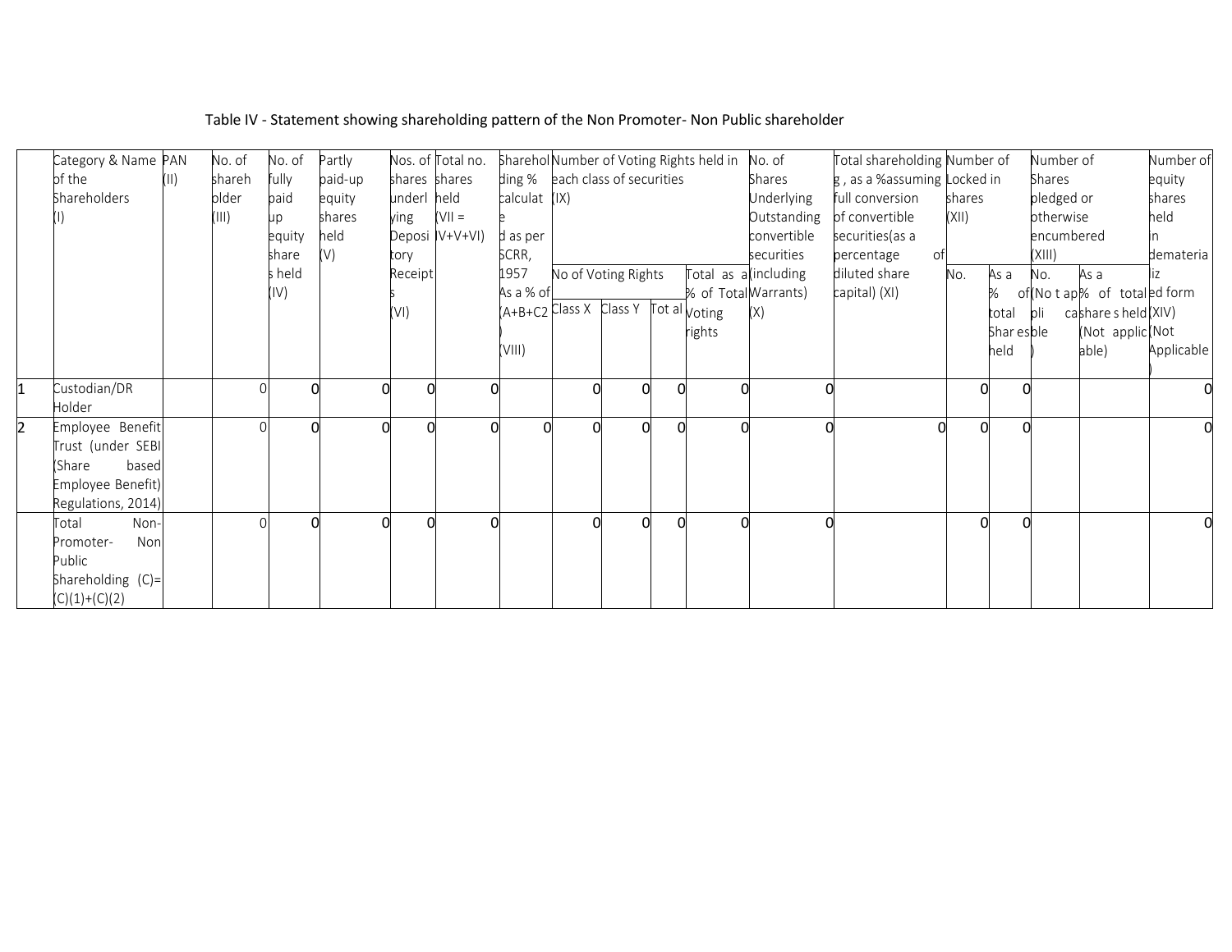Table IV - Statement showing shareholding pattern of the Non Promoter- Non Public shareholder

| | Category & Name of the Shareholders (I) | PAN (II) | No. of shareholder (III) | No. of fully paid up equity shares held (IV) | Partly paid-up equity shares held (V) | Nos. of shares underlying Depository Receipts (VI) | Total no. shares held (VII = IV+V+VI) | Shareholding % calculated as per SCRR, 1957 As a % of (A+B+C2) (VIII) | Number of Voting Rights held in each class of securities (IX) | | | | No. of Shares Underlying Outstanding convertible securities (including Warrants) (X) | Total shareholding , as a %assuming full conversion of convertible securities(as a percentage of diluted share capital) (XI) | Number of Locked in shares (XII) | | Number of Shares pledged or otherwise encumbered (XIII) | | Number of equity shares held in dematerialized form (XIV) (Not Applicable) |
|---|---|---|---|---|---|---|---|---|---|---|---|---|---|---|---|---|---|---|---|
| | | | | | | | | | No of Voting Rights | | | Total as a % of Total Voting rights | | | No. | As a % of total Shares held | No. (Not applicable) | As a % of total shares held (Not applicable) | |
| | | | | | | | | | Class X | Class Y | Total | | | | | | | | |
| 1 | Custodian/DR Holder | | 0 | 0 | 0 | 0 | 0 | | 0 | 0 | 0 | 0 | 0 | | 0 | 0 | | | 0 |
| 2 | Employee Benefit Trust (under SEBI (Share based Employee Benefit) Regulations, 2014) | | 0 | 0 | 0 | 0 | 0 | 0 | 0 | 0 | 0 | 0 | 0 | 0 | 0 | 0 | | | 0 |
| | Total Non-Promoter- Non Public Shareholding (C)= (C)(1)+(C)(2) | | 0 | 0 | 0 | 0 | 0 | | 0 | 0 | 0 | 0 | 0 | | 0 | 0 | | | 0 |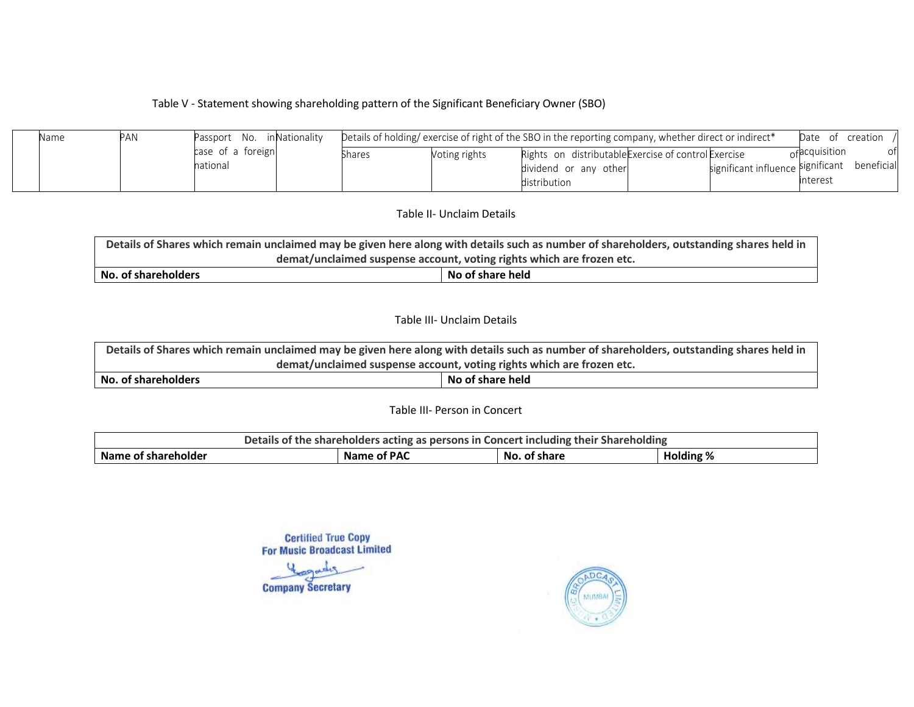Table V - Statement showing shareholding pattern of the Significant Beneficiary Owner (SBO)

| | Name | PAN | Passport No. in case of a foreign national | Nationality | Details of holding/ exercise of right of the SBO in the reporting company, whether direct or indirect* | | | | | Date of creation / acquisition of significant beneficial interest |
|---|---|---|---|---|---|---|---|---|---|---|
| | | | | | Shares | Voting rights | Rights on distributable dividend or any other distribution | Exercise of control | Exercise of significant influence | |

Table II- Unclaim Details

| Details of Shares which remain unclaimed may be given here along with details such as number of shareholders, outstanding shares held in demat/unclaimed suspense account, voting rights which are frozen etc. | |
|---|---|
| **No. of shareholders** | **No of share held** |

Table III- Unclaim Details

| Details of Shares which remain unclaimed may be given here along with details such as number of shareholders, outstanding shares held in demat/unclaimed suspense account, voting rights which are frozen etc. | |
|---|---|
| **No. of shareholders** | **No of share held** |

Table III- Person in Concert

| Details of the shareholders acting as persons in Concert including their Shareholding | | | |
|---|---|---|---|
| **Name of shareholder** | **Name of PAC** | **No. of share** | **Holding %** |

Certified True Copy
For Music Broadcast Limited

Company Secretary